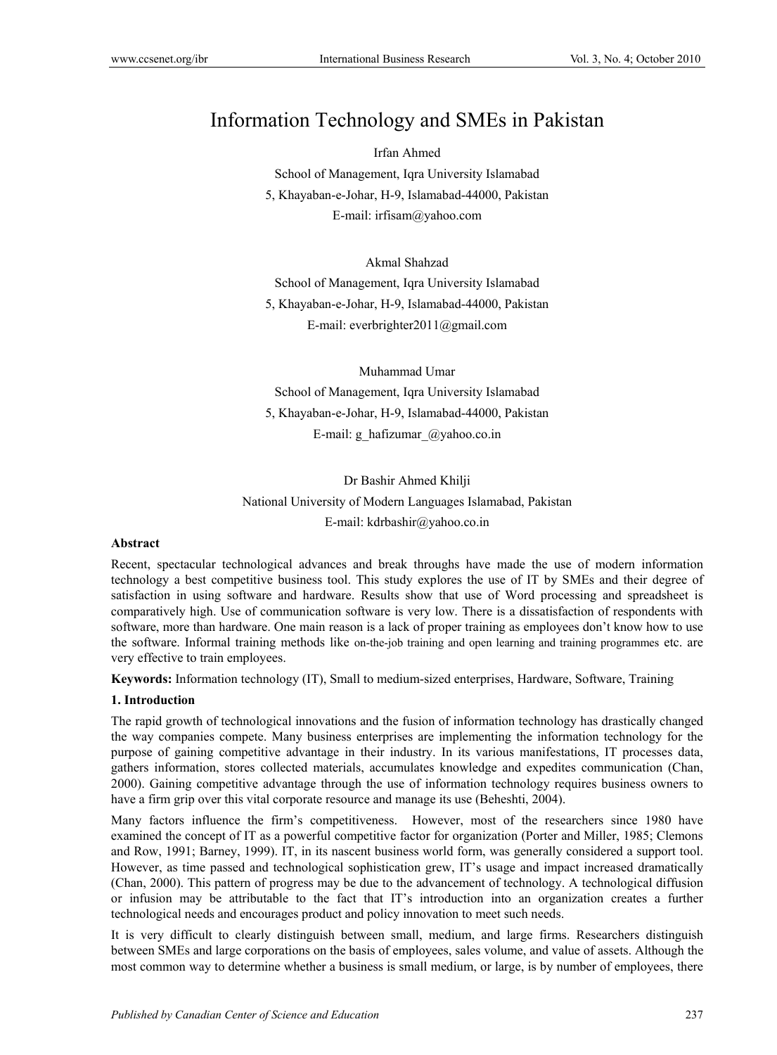# Information Technology and SMEs in Pakistan

Irfan Ahmed

School of Management, Iqra University Islamabad

5, Khayaban-e-Johar, H-9, Islamabad-44000, Pakistan

E-mail: irfisam@yahoo.com

Akmal Shahzad

School of Management, Iqra University Islamabad

5, Khayaban-e-Johar, H-9, Islamabad-44000, Pakistan

E-mail: everbrighter2011@gmail.com

Muhammad Umar

School of Management, Iqra University Islamabad

5, Khayaban-e-Johar, H-9, Islamabad-44000, Pakistan

E-mail: g_hafizumar_@yahoo.co.in

Dr Bashir Ahmed Khilji

National University of Modern Languages Islamabad, Pakistan

E-mail: kdrbashir@yahoo.co.in

**Abstract**

Recent, spectacular technological advances and break throughs have made the use of modern information technology a best competitive business tool. This study explores the use of IT by SMEs and their degree of satisfaction in using software and hardware. Results show that use of Word processing and spreadsheet is comparatively high. Use of communication software is very low. There is a dissatisfaction of respondents with software, more than hardware. One main reason is a lack of proper training as employees don't know how to use the software. Informal training methods like on-the-job training and open learning and training programmes etc. are very effective to train employees.

**Keywords:** Information technology (IT), Small to medium-sized enterprises, Hardware, Software, Training

## 1. Introduction

The rapid growth of technological innovations and the fusion of information technology has drastically changed the way companies compete. Many business enterprises are implementing the information technology for the purpose of gaining competitive advantage in their industry. In its various manifestations, IT processes data, gathers information, stores collected materials, accumulates knowledge and expedites communication (Chan, 2000). Gaining competitive advantage through the use of information technology requires business owners to have a firm grip over this vital corporate resource and manage its use (Beheshti, 2004).

Many factors influence the firm's competitiveness. However, most of the researchers since 1980 have examined the concept of IT as a powerful competitive factor for organization (Porter and Miller, 1985; Clemons and Row, 1991; Barney, 1999). IT, in its nascent business world form, was generally considered a support tool. However, as time passed and technological sophistication grew, IT's usage and impact increased dramatically (Chan, 2000). This pattern of progress may be due to the advancement of technology. A technological diffusion or infusion may be attributable to the fact that IT's introduction into an organization creates a further technological needs and encourages product and policy innovation to meet such needs.

It is very difficult to clearly distinguish between small, medium, and large firms. Researchers distinguish between SMEs and large corporations on the basis of employees, sales volume, and value of assets. Although the most common way to determine whether a business is small medium, or large, is by number of employees, there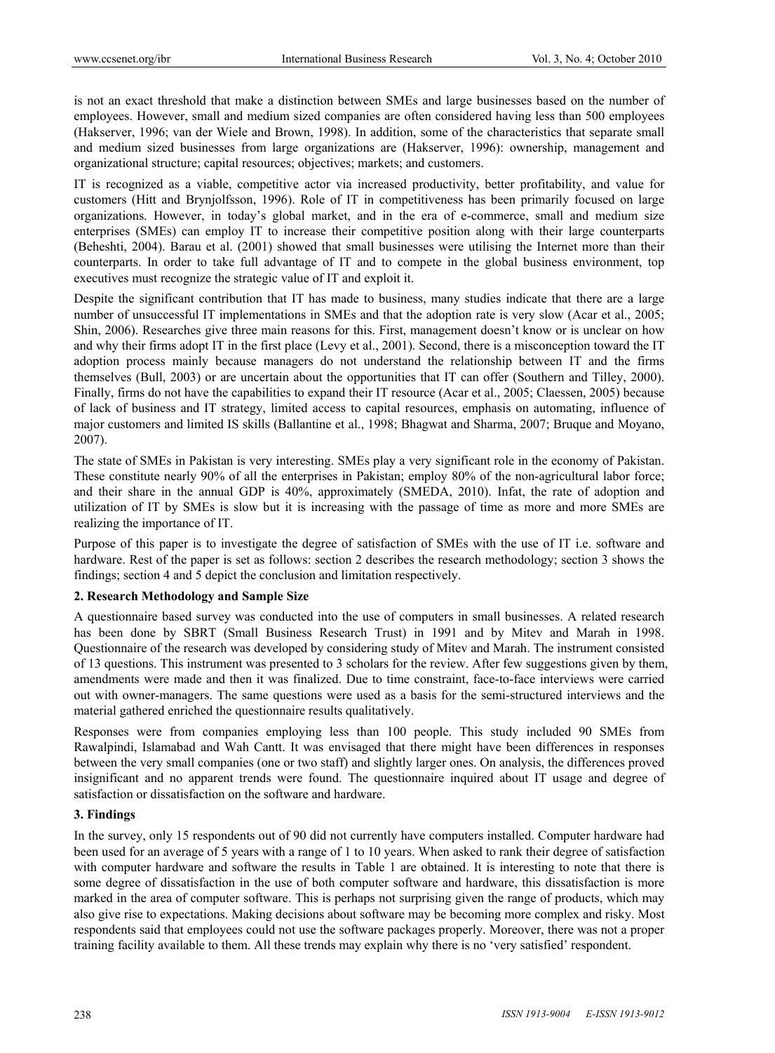is not an exact threshold that make a distinction between SMEs and large businesses based on the number of employees. However, small and medium sized companies are often considered having less than 500 employees (Hakserver, 1996; van der Wiele and Brown, 1998). In addition, some of the characteristics that separate small and medium sized businesses from large organizations are (Hakserver, 1996): ownership, management and organizational structure; capital resources; objectives; markets; and customers.

IT is recognized as a viable, competitive actor via increased productivity, better profitability, and value for customers (Hitt and Brynjolfsson, 1996). Role of IT in competitiveness has been primarily focused on large organizations. However, in today's global market, and in the era of e-commerce, small and medium size enterprises (SMEs) can employ IT to increase their competitive position along with their large counterparts (Beheshti, 2004). Barau et al. (2001) showed that small businesses were utilising the Internet more than their counterparts. In order to take full advantage of IT and to compete in the global business environment, top executives must recognize the strategic value of IT and exploit it.

Despite the significant contribution that IT has made to business, many studies indicate that there are a large number of unsuccessful IT implementations in SMEs and that the adoption rate is very slow (Acar et al., 2005; Shin, 2006). Researches give three main reasons for this. First, management doesn't know or is unclear on how and why their firms adopt IT in the first place (Levy et al., 2001). Second, there is a misconception toward the IT adoption process mainly because managers do not understand the relationship between IT and the firms themselves (Bull, 2003) or are uncertain about the opportunities that IT can offer (Southern and Tilley, 2000). Finally, firms do not have the capabilities to expand their IT resource (Acar et al., 2005; Claessen, 2005) because of lack of business and IT strategy, limited access to capital resources, emphasis on automating, influence of major customers and limited IS skills (Ballantine et al., 1998; Bhagwat and Sharma, 2007; Bruque and Moyano, 2007).

The state of SMEs in Pakistan is very interesting. SMEs play a very significant role in the economy of Pakistan. These constitute nearly 90% of all the enterprises in Pakistan; employ 80% of the non-agricultural labor force; and their share in the annual GDP is 40%, approximately (SMEDA, 2010). Infat, the rate of adoption and utilization of IT by SMEs is slow but it is increasing with the passage of time as more and more SMEs are realizing the importance of IT.

Purpose of this paper is to investigate the degree of satisfaction of SMEs with the use of IT i.e. software and hardware. Rest of the paper is set as follows: section 2 describes the research methodology; section 3 shows the findings; section 4 and 5 depict the conclusion and limitation respectively.

## 2. Research Methodology and Sample Size

A questionnaire based survey was conducted into the use of computers in small businesses. A related research has been done by SBRT (Small Business Research Trust) in 1991 and by Mitev and Marah in 1998. Questionnaire of the research was developed by considering study of Mitev and Marah. The instrument consisted of 13 questions. This instrument was presented to 3 scholars for the review. After few suggestions given by them, amendments were made and then it was finalized. Due to time constraint, face-to-face interviews were carried out with owner-managers. The same questions were used as a basis for the semi-structured interviews and the material gathered enriched the questionnaire results qualitatively.

Responses were from companies employing less than 100 people. This study included 90 SMEs from Rawalpindi, Islamabad and Wah Cantt. It was envisaged that there might have been differences in responses between the very small companies (one or two staff) and slightly larger ones. On analysis, the differences proved insignificant and no apparent trends were found. The questionnaire inquired about IT usage and degree of satisfaction or dissatisfaction on the software and hardware.

## 3. Findings

In the survey, only 15 respondents out of 90 did not currently have computers installed. Computer hardware had been used for an average of 5 years with a range of 1 to 10 years. When asked to rank their degree of satisfaction with computer hardware and software the results in Table 1 are obtained. It is interesting to note that there is some degree of dissatisfaction in the use of both computer software and hardware, this dissatisfaction is more marked in the area of computer software. This is perhaps not surprising given the range of products, which may also give rise to expectations. Making decisions about software may be becoming more complex and risky. Most respondents said that employees could not use the software packages properly. Moreover, there was not a proper training facility available to them. All these trends may explain why there is no 'very satisfied' respondent.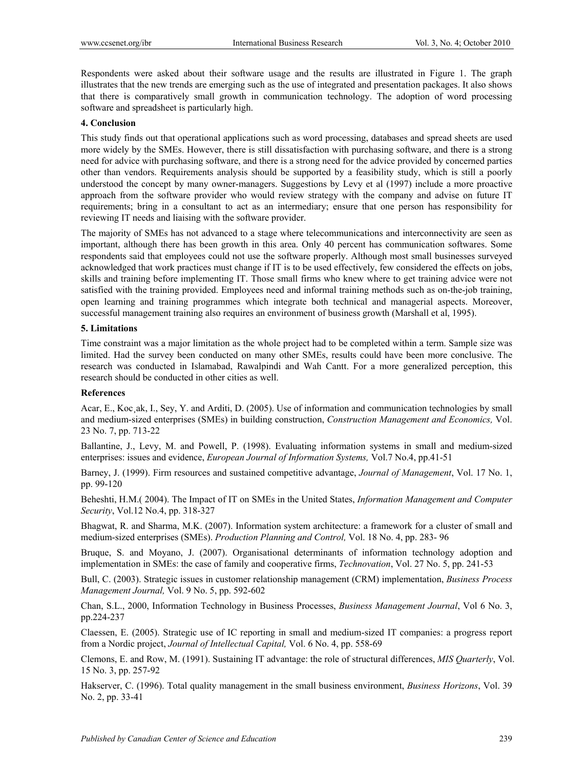Respondents were asked about their software usage and the results are illustrated in Figure 1. The graph illustrates that the new trends are emerging such as the use of integrated and presentation packages. It also shows that there is comparatively small growth in communication technology. The adoption of word processing software and spreadsheet is particularly high.

## 4. Conclusion

This study finds out that operational applications such as word processing, databases and spread sheets are used more widely by the SMEs. However, there is still dissatisfaction with purchasing software, and there is a strong need for advice with purchasing software, and there is a strong need for the advice provided by concerned parties other than vendors. Requirements analysis should be supported by a feasibility study, which is still a poorly understood the concept by many owner-managers. Suggestions by Levy et al (1997) include a more proactive approach from the software provider who would review strategy with the company and advise on future IT requirements; bring in a consultant to act as an intermediary; ensure that one person has responsibility for reviewing IT needs and liaising with the software provider.

The majority of SMEs has not advanced to a stage where telecommunications and interconnectivity are seen as important, although there has been growth in this area. Only 40 percent has communication softwares. Some respondents said that employees could not use the software properly. Although most small businesses surveyed acknowledged that work practices must change if IT is to be used effectively, few considered the effects on jobs, skills and training before implementing IT. Those small firms who knew where to get training advice were not satisfied with the training provided. Employees need and informal training methods such as on-the-job training, open learning and training programmes which integrate both technical and managerial aspects. Moreover, successful management training also requires an environment of business growth (Marshall et al, 1995).

## 5. Limitations

Time constraint was a major limitation as the whole project had to be completed within a term. Sample size was limited. Had the survey been conducted on many other SMEs, results could have been more conclusive. The research was conducted in Islamabad, Rawalpindi and Wah Cantt. For a more generalized perception, this research should be conducted in other cities as well.

## References

Acar, E., Koc¸ak, I., Sey, Y. and Arditi, D. (2005). Use of information and communication technologies by small and medium-sized enterprises (SMEs) in building construction, *Construction Management and Economics,* Vol. 23 No. 7, pp. 713-22

Ballantine, J., Levy, M. and Powell, P. (1998). Evaluating information systems in small and medium-sized enterprises: issues and evidence, *European Journal of Information Systems,* Vol.7 No.4, pp.41-51

Barney, J. (1999). Firm resources and sustained competitive advantage, *Journal of Management*, Vol. 17 No. 1, pp. 99-120

Beheshti, H.M.( 2004). The Impact of IT on SMEs in the United States, *Information Management and Computer Security*, Vol.12 No.4, pp. 318-327

Bhagwat, R. and Sharma, M.K. (2007). Information system architecture: a framework for a cluster of small and medium-sized enterprises (SMEs). *Production Planning and Control,* Vol. 18 No. 4, pp. 283- 96

Bruque, S. and Moyano, J. (2007). Organisational determinants of information technology adoption and implementation in SMEs: the case of family and cooperative firms, *Technovation*, Vol. 27 No. 5, pp. 241-53

Bull, C. (2003). Strategic issues in customer relationship management (CRM) implementation, *Business Process Management Journal,* Vol. 9 No. 5, pp. 592-602

Chan, S.L., 2000, Information Technology in Business Processes, *Business Management Journal*, Vol 6 No. 3, pp.224-237

Claessen, E. (2005). Strategic use of IC reporting in small and medium-sized IT companies: a progress report from a Nordic project, *Journal of Intellectual Capital,* Vol. 6 No. 4, pp. 558-69

Clemons, E. and Row, M. (1991). Sustaining IT advantage: the role of structural differences, *MIS Quarterly*, Vol. 15 No. 3, pp. 257-92

Hakserver, C. (1996). Total quality management in the small business environment, *Business Horizons*, Vol. 39 No. 2, pp. 33-41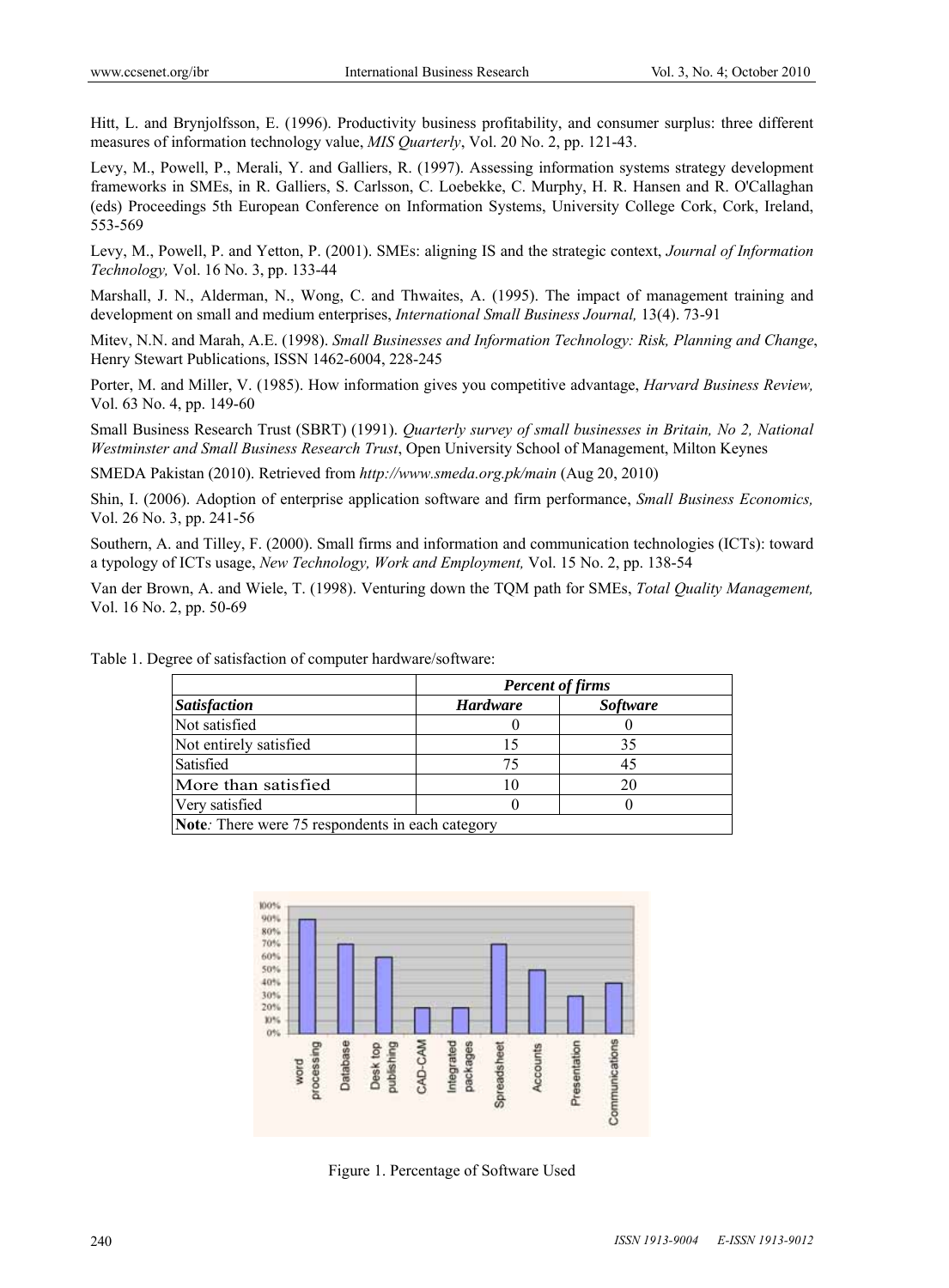Hitt, L. and Brynjolfsson, E. (1996). Productivity business profitability, and consumer surplus: three different measures of information technology value, *MIS Quarterly*, Vol. 20 No. 2, pp. 121-43.

Levy, M., Powell, P., Merali, Y. and Galliers, R. (1997). Assessing information systems strategy development frameworks in SMEs, in R. Galliers, S. Carlsson, C. Loebekke, C. Murphy, H. R. Hansen and R. O'Callaghan (eds) Proceedings 5th European Conference on Information Systems, University College Cork, Cork, Ireland, 553-569

Levy, M., Powell, P. and Yetton, P. (2001). SMEs: aligning IS and the strategic context, *Journal of Information Technology,* Vol. 16 No. 3, pp. 133-44

Marshall, J. N., Alderman, N., Wong, C. and Thwaites, A. (1995). The impact of management training and development on small and medium enterprises, *International Small Business Journal,* 13(4). 73-91

Mitev, N.N. and Marah, A.E. (1998). *Small Businesses and Information Technology: Risk, Planning and Change*, Henry Stewart Publications, ISSN 1462-6004, 228-245

Porter, M. and Miller, V. (1985). How information gives you competitive advantage, *Harvard Business Review,* Vol. 63 No. 4, pp. 149-60

Small Business Research Trust (SBRT) (1991). *Quarterly survey of small businesses in Britain, No 2, National Westminster and Small Business Research Trust*, Open University School of Management, Milton Keynes

SMEDA Pakistan (2010). Retrieved from *http://www.smeda.org.pk/main* (Aug 20, 2010)

Shin, I. (2006). Adoption of enterprise application software and firm performance, *Small Business Economics,* Vol. 26 No. 3, pp. 241-56

Southern, A. and Tilley, F. (2000). Small firms and information and communication technologies (ICTs): toward a typology of ICTs usage, *New Technology, Work and Employment,* Vol. 15 No. 2, pp. 138-54

Van der Brown, A. and Wiele, T. (1998). Venturing down the TQM path for SMEs, *Total Quality Management,* Vol. 16 No. 2, pp. 50-69

Table 1. Degree of satisfaction of computer hardware/software:

| | ***Percent of firms*** | |
|---|---|---|
| ***Satisfaction*** | ***Hardware*** | ***Software*** |
| Not satisfied | 0 | 0 |
| Not entirely satisfied | 15 | 35 |
| Satisfied | 75 | 45 |
| More than satisfied | 10 | 20 |
| Very satisfied | 0 | 0 |
| **Note***:* There were 75 respondents in each category | | |

100%
90%
80%
70%
60%
50%
40%
30%
20%
10%
0%

word processing
Database
Desk top publishing
CAD-CAM
Integrated packages
Spreadsheet
Accounts
Presentation
Communications

Figure 1. Percentage of Software Used